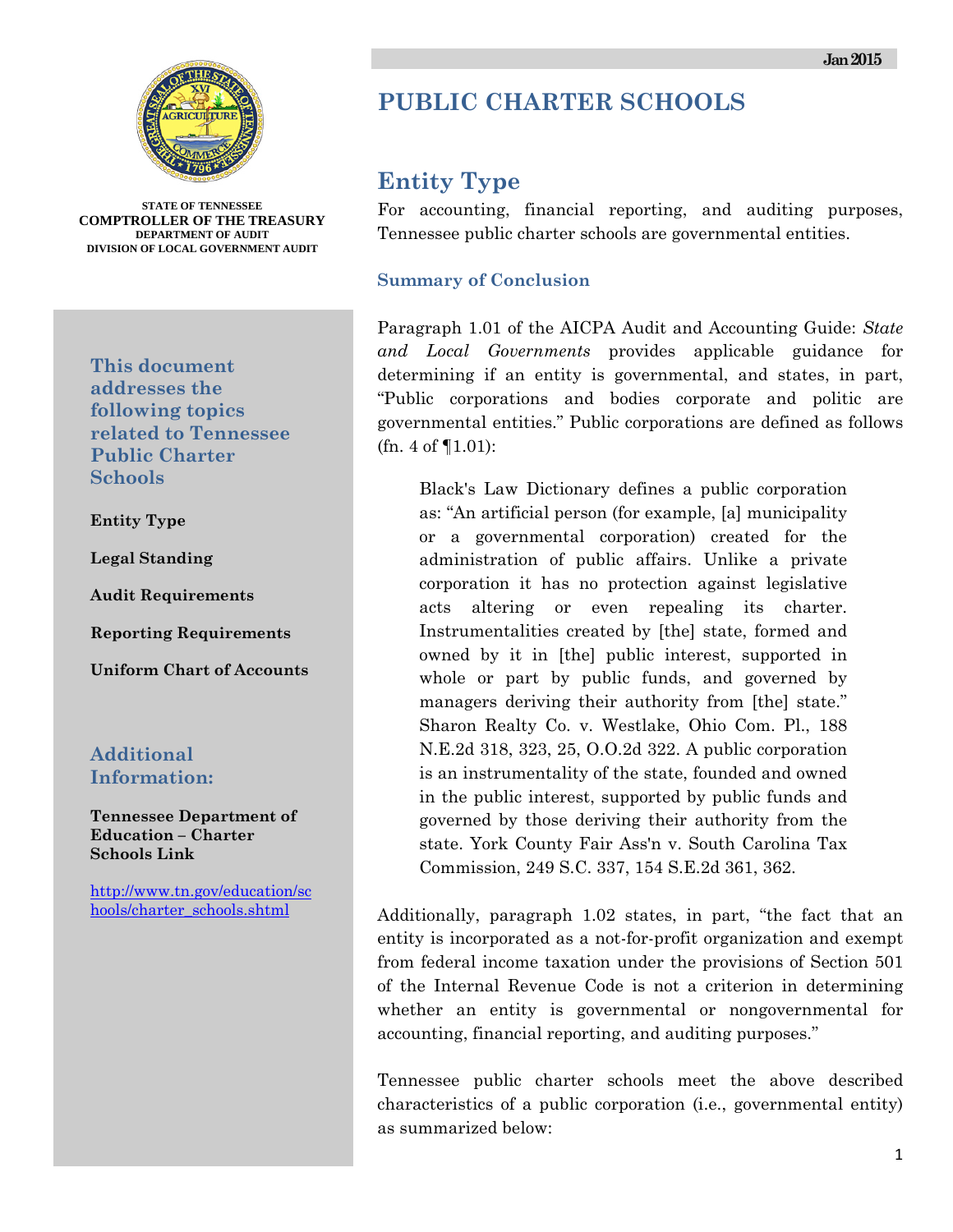STATE OF TENNESSEE
**COMPTROLLER OF THE TREASURY**
DEPARTMENT OF AUDIT
DIVISION OF LOCAL GOVERNMENT AUDIT

Jan 2015

# PUBLIC CHARTER SCHOOLS

### This document addresses the following topics related to Tennessee Public Charter Schools

**Entity Type**

**Legal Standing**

**Audit Requirements**

**Reporting Requirements**

**Uniform Chart of Accounts**

### Additional Information:

**Tennessee Department of Education – Charter Schools Link**

http://www.tn.gov/education/schools/charter_schools.shtml

## Entity Type

For accounting, financial reporting, and auditing purposes, Tennessee public charter schools are governmental entities.

### Summary of Conclusion

Paragraph 1.01 of the AICPA Audit and Accounting Guide: *State and Local Governments* provides applicable guidance for determining if an entity is governmental, and states, in part, "Public corporations and bodies corporate and politic are governmental entities." Public corporations are defined as follows (fn. 4 of ¶1.01):

> Black's Law Dictionary defines a public corporation as: "An artificial person (for example, [a] municipality or a governmental corporation) created for the administration of public affairs. Unlike a private corporation it has no protection against legislative acts altering or even repealing its charter. Instrumentalities created by [the] state, formed and owned by it in [the] public interest, supported in whole or part by public funds, and governed by managers deriving their authority from [the] state." Sharon Realty Co. v. Westlake, Ohio Com. Pl., 188 N.E.2d 318, 323, 25, O.O.2d 322. A public corporation is an instrumentality of the state, founded and owned in the public interest, supported by public funds and governed by those deriving their authority from the state. York County Fair Ass'n v. South Carolina Tax Commission, 249 S.C. 337, 154 S.E.2d 361, 362.

Additionally, paragraph 1.02 states, in part, "the fact that an entity is incorporated as a not-for-profit organization and exempt from federal income taxation under the provisions of Section 501 of the Internal Revenue Code is not a criterion in determining whether an entity is governmental or nongovernmental for accounting, financial reporting, and auditing purposes."

Tennessee public charter schools meet the above described characteristics of a public corporation (i.e., governmental entity) as summarized below: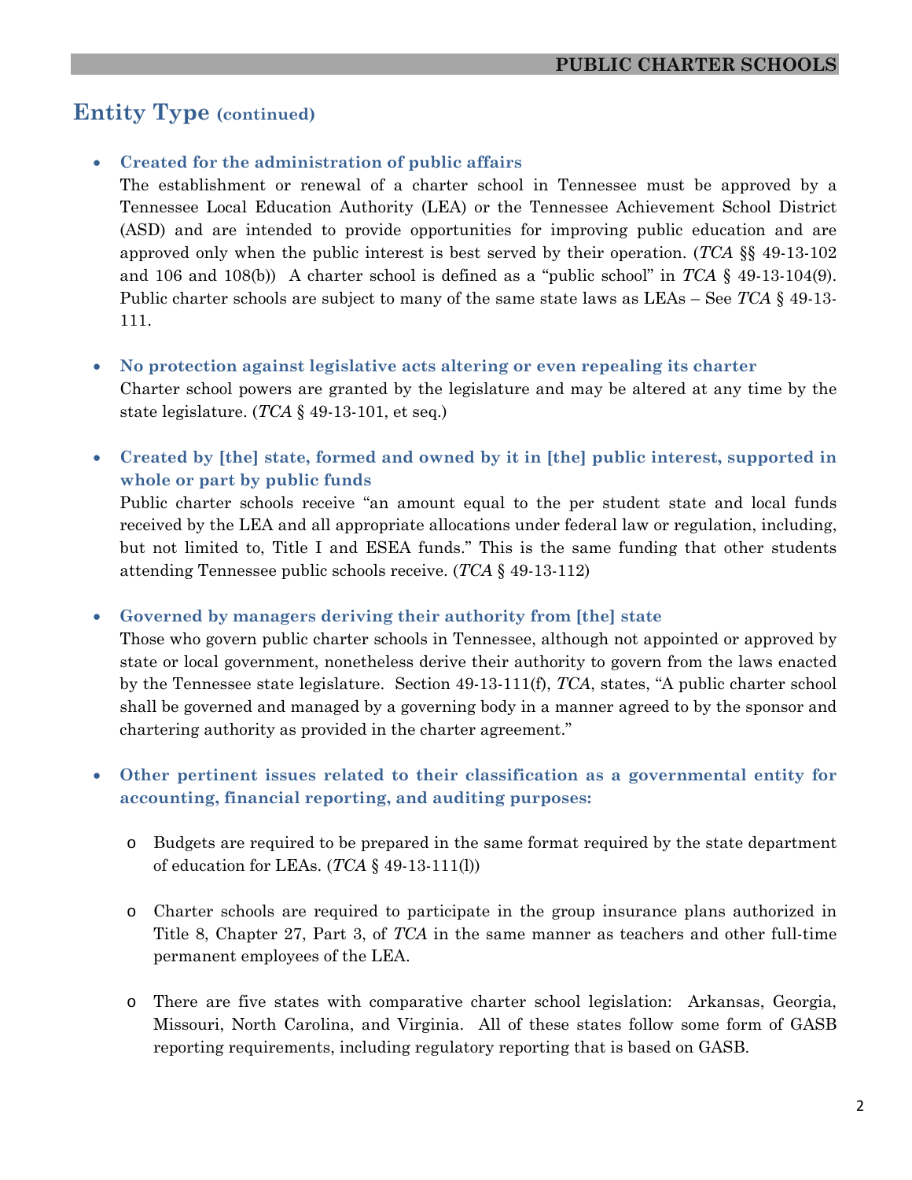## Entity Type (continued)

- **Created for the administration of public affairs**

  The establishment or renewal of a charter school in Tennessee must be approved by a Tennessee Local Education Authority (LEA) or the Tennessee Achievement School District (ASD) and are intended to provide opportunities for improving public education and are approved only when the public interest is best served by their operation. (*TCA* §§ 49-13-102 and 106 and 108(b)) A charter school is defined as a "public school" in *TCA* § 49-13-104(9). Public charter schools are subject to many of the same state laws as LEAs – See *TCA* § 49-13-111.

- **No protection against legislative acts altering or even repealing its charter**

  Charter school powers are granted by the legislature and may be altered at any time by the state legislature. (*TCA* § 49-13-101, et seq.)

- **Created by [the] state, formed and owned by it in [the] public interest, supported in whole or part by public funds**

  Public charter schools receive "an amount equal to the per student state and local funds received by the LEA and all appropriate allocations under federal law or regulation, including, but not limited to, Title I and ESEA funds." This is the same funding that other students attending Tennessee public schools receive. (*TCA* § 49-13-112)

- **Governed by managers deriving their authority from [the] state**

  Those who govern public charter schools in Tennessee, although not appointed or approved by state or local government, nonetheless derive their authority to govern from the laws enacted by the Tennessee state legislature. Section 49-13-111(f), *TCA*, states, "A public charter school shall be governed and managed by a governing body in a manner agreed to by the sponsor and chartering authority as provided in the charter agreement."

- **Other pertinent issues related to their classification as a governmental entity for accounting, financial reporting, and auditing purposes:**

  - Budgets are required to be prepared in the same format required by the state department of education for LEAs. (*TCA* § 49-13-111(l))
  - Charter schools are required to participate in the group insurance plans authorized in Title 8, Chapter 27, Part 3, of *TCA* in the same manner as teachers and other full-time permanent employees of the LEA.
  - There are five states with comparative charter school legislation: Arkansas, Georgia, Missouri, North Carolina, and Virginia. All of these states follow some form of GASB reporting requirements, including regulatory reporting that is based on GASB.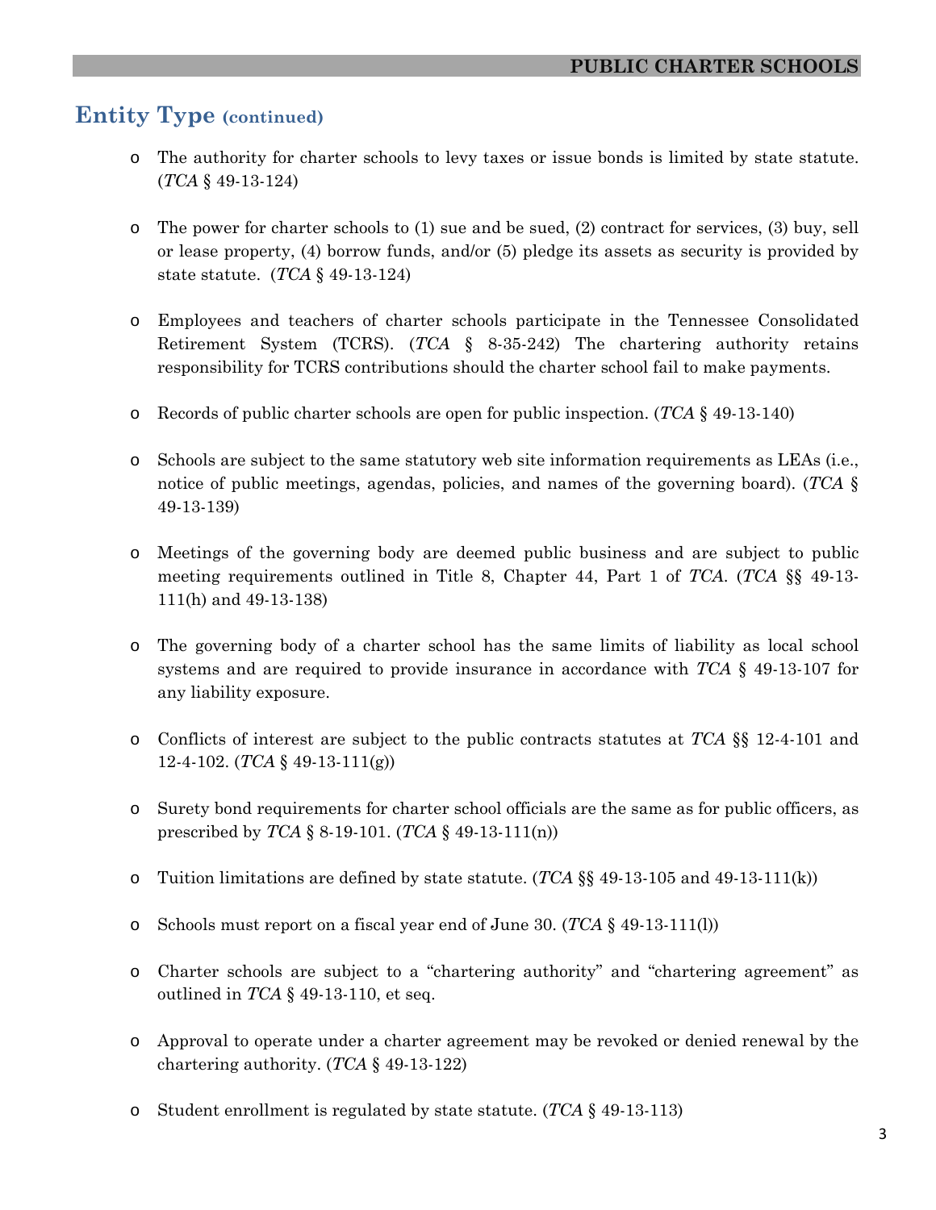## Entity Type (continued)

- The authority for charter schools to levy taxes or issue bonds is limited by state statute. (*TCA* § 49-13-124)
- The power for charter schools to (1) sue and be sued, (2) contract for services, (3) buy, sell or lease property, (4) borrow funds, and/or (5) pledge its assets as security is provided by state statute. (*TCA* § 49-13-124)
- Employees and teachers of charter schools participate in the Tennessee Consolidated Retirement System (TCRS). (*TCA* § 8-35-242) The chartering authority retains responsibility for TCRS contributions should the charter school fail to make payments.
- Records of public charter schools are open for public inspection. (*TCA* § 49-13-140)
- Schools are subject to the same statutory web site information requirements as LEAs (i.e., notice of public meetings, agendas, policies, and names of the governing board). (*TCA* § 49-13-139)
- Meetings of the governing body are deemed public business and are subject to public meeting requirements outlined in Title 8, Chapter 44, Part 1 of *TCA*. (*TCA* §§ 49-13-111(h) and 49-13-138)
- The governing body of a charter school has the same limits of liability as local school systems and are required to provide insurance in accordance with *TCA* § 49-13-107 for any liability exposure.
- Conflicts of interest are subject to the public contracts statutes at *TCA* §§ 12-4-101 and 12-4-102. (*TCA* § 49-13-111(g))
- Surety bond requirements for charter school officials are the same as for public officers, as prescribed by *TCA* § 8-19-101. (*TCA* § 49-13-111(n))
- Tuition limitations are defined by state statute. (*TCA* §§ 49-13-105 and 49-13-111(k))
- Schools must report on a fiscal year end of June 30. (*TCA* § 49-13-111(l))
- Charter schools are subject to a "chartering authority" and "chartering agreement" as outlined in *TCA* § 49-13-110, et seq.
- Approval to operate under a charter agreement may be revoked or denied renewal by the chartering authority. (*TCA* § 49-13-122)
- Student enrollment is regulated by state statute. (*TCA* § 49-13-113)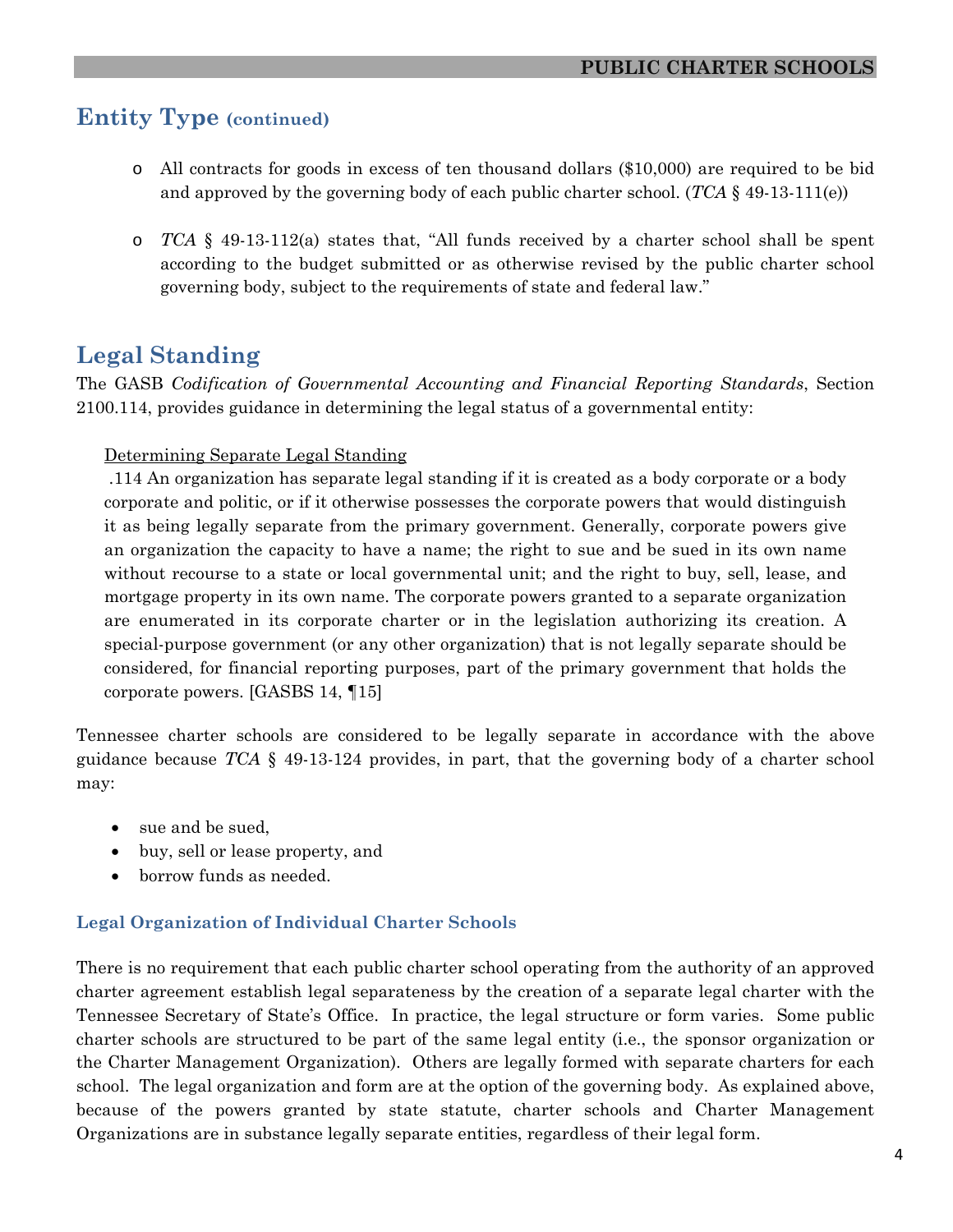## Entity Type (continued)

- All contracts for goods in excess of ten thousand dollars ($10,000) are required to be bid and approved by the governing body of each public charter school. (*TCA* § 49-13-111(e))
- *TCA* § 49-13-112(a) states that, "All funds received by a charter school shall be spent according to the budget submitted or as otherwise revised by the public charter school governing body, subject to the requirements of state and federal law."

## Legal Standing

The GASB *Codification of Governmental Accounting and Financial Reporting Standards*, Section 2100.114, provides guidance in determining the legal status of a governmental entity:

> Determining Separate Legal Standing
>
> .114 An organization has separate legal standing if it is created as a body corporate or a body corporate and politic, or if it otherwise possesses the corporate powers that would distinguish it as being legally separate from the primary government. Generally, corporate powers give an organization the capacity to have a name; the right to sue and be sued in its own name without recourse to a state or local governmental unit; and the right to buy, sell, lease, and mortgage property in its own name. The corporate powers granted to a separate organization are enumerated in its corporate charter or in the legislation authorizing its creation. A special-purpose government (or any other organization) that is not legally separate should be considered, for financial reporting purposes, part of the primary government that holds the corporate powers. [GASBS 14, ¶15]

Tennessee charter schools are considered to be legally separate in accordance with the above guidance because *TCA* § 49-13-124 provides, in part, that the governing body of a charter school may:

- sue and be sued,
- buy, sell or lease property, and
- borrow funds as needed.

### Legal Organization of Individual Charter Schools

There is no requirement that each public charter school operating from the authority of an approved charter agreement establish legal separateness by the creation of a separate legal charter with the Tennessee Secretary of State's Office. In practice, the legal structure or form varies. Some public charter schools are structured to be part of the same legal entity (i.e., the sponsor organization or the Charter Management Organization). Others are legally formed with separate charters for each school. The legal organization and form are at the option of the governing body. As explained above, because of the powers granted by state statute, charter schools and Charter Management Organizations are in substance legally separate entities, regardless of their legal form.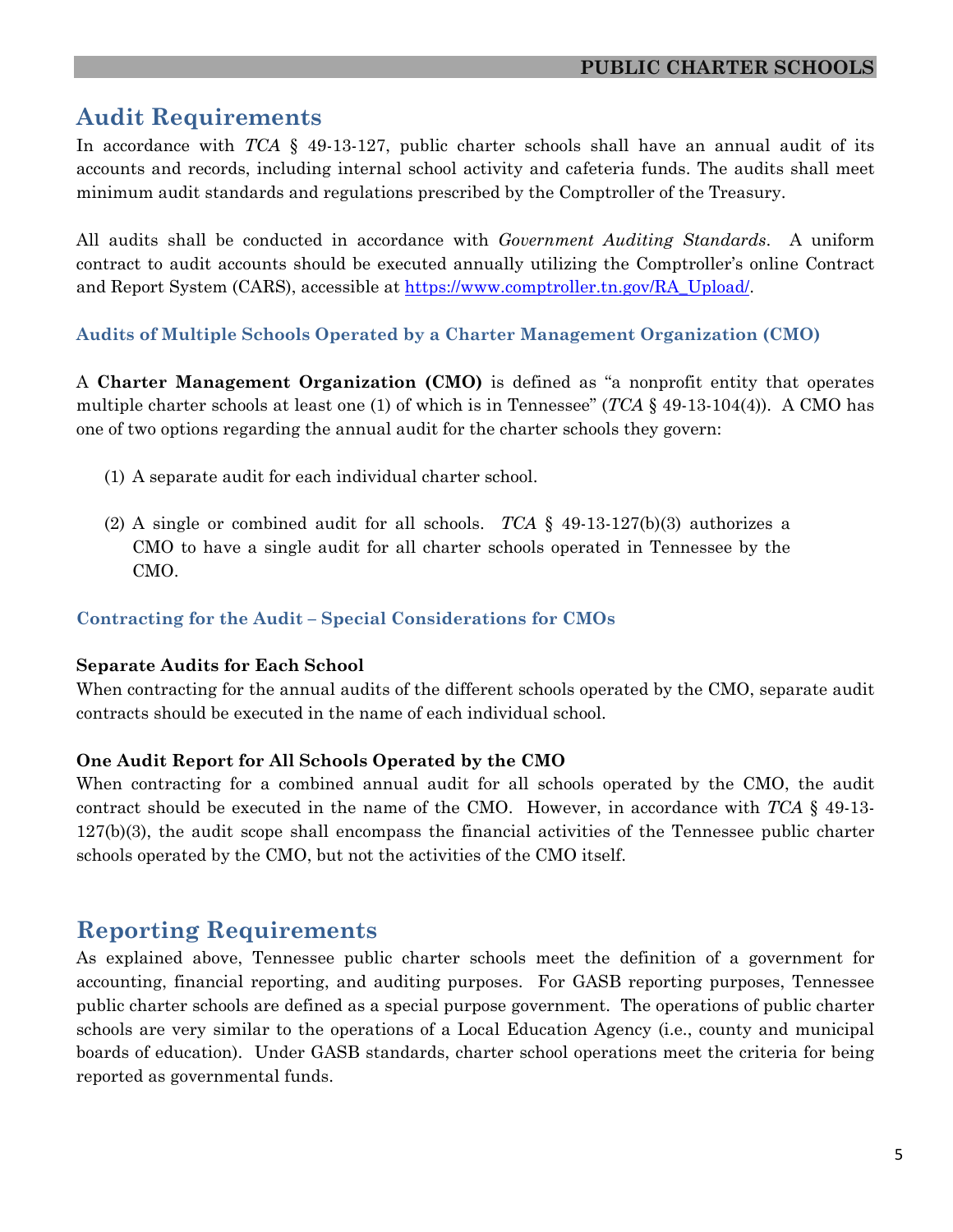## Audit Requirements

In accordance with *TCA* § 49-13-127, public charter schools shall have an annual audit of its accounts and records, including internal school activity and cafeteria funds. The audits shall meet minimum audit standards and regulations prescribed by the Comptroller of the Treasury.

All audits shall be conducted in accordance with *Government Auditing Standards*. A uniform contract to audit accounts should be executed annually utilizing the Comptroller's online Contract and Report System (CARS), accessible at [https://www.comptroller.tn.gov/RA_Upload/](https://www.comptroller.tn.gov/RA_Upload/).

### Audits of Multiple Schools Operated by a Charter Management Organization (CMO)

A **Charter Management Organization (CMO)** is defined as "a nonprofit entity that operates multiple charter schools at least one (1) of which is in Tennessee" (*TCA* § 49-13-104(4)). A CMO has one of two options regarding the annual audit for the charter schools they govern:

(1) A separate audit for each individual charter school.

(2) A single or combined audit for all schools. *TCA* § 49-13-127(b)(3) authorizes a CMO to have a single audit for all charter schools operated in Tennessee by the CMO.

### Contracting for the Audit – Special Considerations for CMOs

**Separate Audits for Each School**
When contracting for the annual audits of the different schools operated by the CMO, separate audit contracts should be executed in the name of each individual school.

**One Audit Report for All Schools Operated by the CMO**
When contracting for a combined annual audit for all schools operated by the CMO, the audit contract should be executed in the name of the CMO. However, in accordance with *TCA* § 49-13-127(b)(3), the audit scope shall encompass the financial activities of the Tennessee public charter schools operated by the CMO, but not the activities of the CMO itself.

## Reporting Requirements

As explained above, Tennessee public charter schools meet the definition of a government for accounting, financial reporting, and auditing purposes. For GASB reporting purposes, Tennessee public charter schools are defined as a special purpose government. The operations of public charter schools are very similar to the operations of a Local Education Agency (i.e., county and municipal boards of education). Under GASB standards, charter school operations meet the criteria for being reported as governmental funds.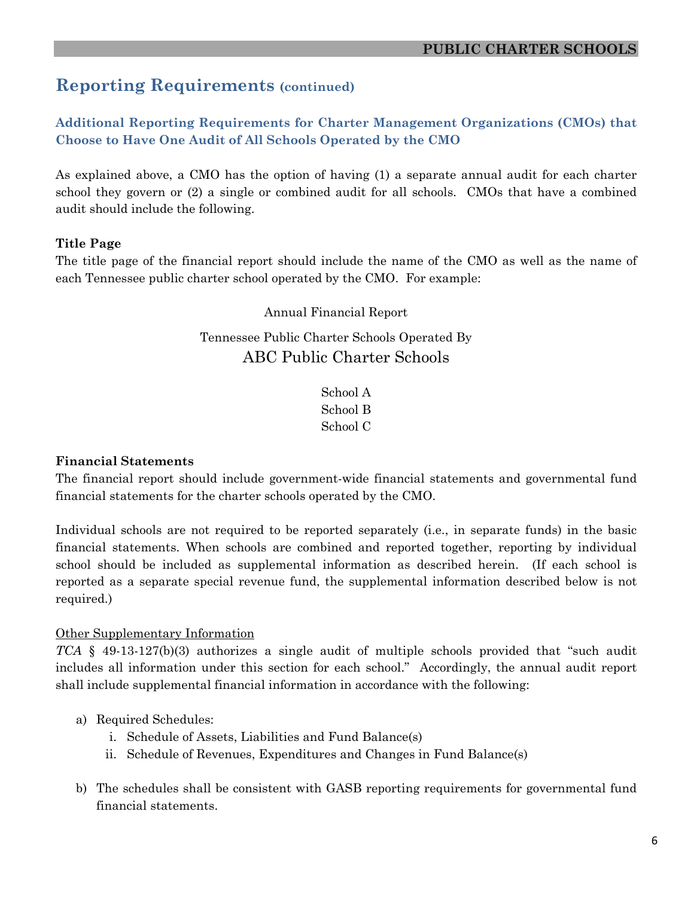## Reporting Requirements (continued)

### Additional Reporting Requirements for Charter Management Organizations (CMOs) that Choose to Have One Audit of All Schools Operated by the CMO

As explained above, a CMO has the option of having (1) a separate annual audit for each charter school they govern or (2) a single or combined audit for all schools. CMOs that have a combined audit should include the following.

**Title Page**

The title page of the financial report should include the name of the CMO as well as the name of each Tennessee public charter school operated by the CMO. For example:

Annual Financial Report

Tennessee Public Charter Schools Operated By
ABC Public Charter Schools

School A
School B
School C

**Financial Statements**

The financial report should include government-wide financial statements and governmental fund financial statements for the charter schools operated by the CMO.

Individual schools are not required to be reported separately (i.e., in separate funds) in the basic financial statements. When schools are combined and reported together, reporting by individual school should be included as supplemental information as described herein. (If each school is reported as a separate special revenue fund, the supplemental information described below is not required.)

Other Supplementary Information

*TCA* § 49-13-127(b)(3) authorizes a single audit of multiple schools provided that "such audit includes all information under this section for each school." Accordingly, the annual audit report shall include supplemental financial information in accordance with the following:

a) Required Schedules:
   i. Schedule of Assets, Liabilities and Fund Balance(s)
   ii. Schedule of Revenues, Expenditures and Changes in Fund Balance(s)

b) The schedules shall be consistent with GASB reporting requirements for governmental fund financial statements.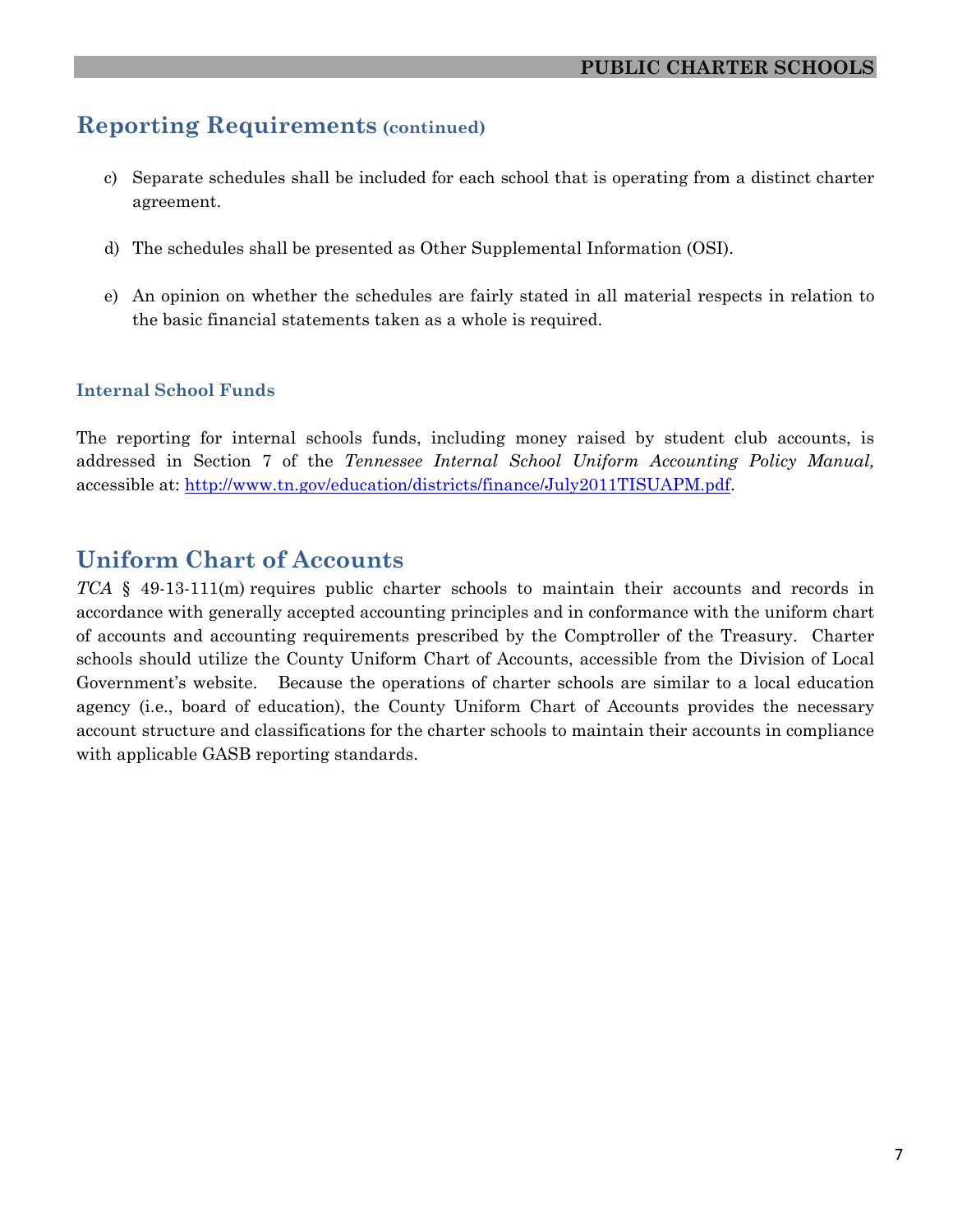## Reporting Requirements (continued)

c) Separate schedules shall be included for each school that is operating from a distinct charter agreement.

d) The schedules shall be presented as Other Supplemental Information (OSI).

e) An opinion on whether the schedules are fairly stated in all material respects in relation to the basic financial statements taken as a whole is required.

### Internal School Funds

The reporting for internal schools funds, including money raised by student club accounts, is addressed in Section 7 of the *Tennessee Internal School Uniform Accounting Policy Manual,* accessible at: [http://www.tn.gov/education/districts/finance/July2011TISUAPM.pdf](http://www.tn.gov/education/districts/finance/July2011TISUAPM.pdf).

## Uniform Chart of Accounts

*TCA* § 49-13-111(m) requires public charter schools to maintain their accounts and records in accordance with generally accepted accounting principles and in conformance with the uniform chart of accounts and accounting requirements prescribed by the Comptroller of the Treasury. Charter schools should utilize the County Uniform Chart of Accounts, accessible from the Division of Local Government's website. Because the operations of charter schools are similar to a local education agency (i.e., board of education), the County Uniform Chart of Accounts provides the necessary account structure and classifications for the charter schools to maintain their accounts in compliance with applicable GASB reporting standards.